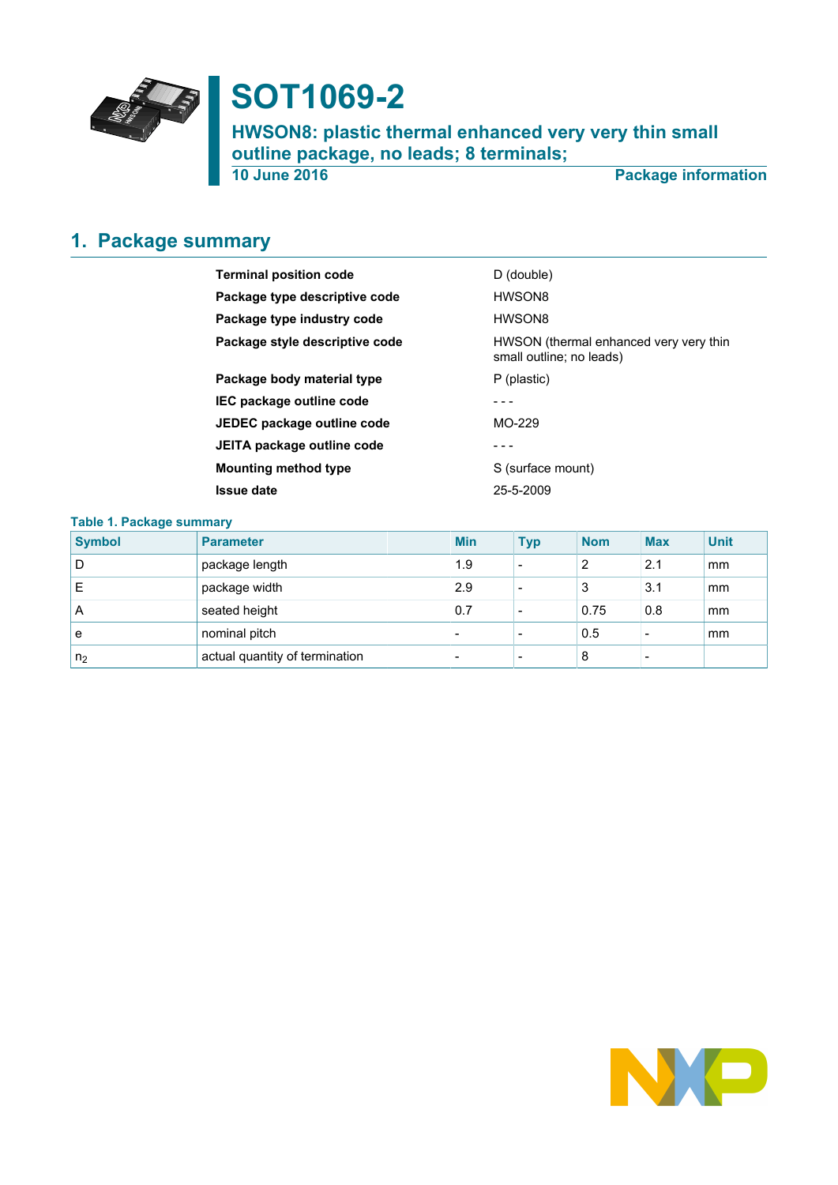# SOT1069-2

## HWSON8: plastic thermal enhanced very very thin small outline package, no leads; 8 terminals;

**10 June 2016** **Package information**

## 1. Package summary

| | |
|---|---|
| **Terminal position code** | D (double) |
| **Package type descriptive code** | HWSON8 |
| **Package type industry code** | HWSON8 |
| **Package style descriptive code** | HWSON (thermal enhanced very very thin small outline; no leads) |
| **Package body material type** | P (plastic) |
| **IEC package outline code** | - - - |
| **JEDEC package outline code** | MO-229 |
| **JEITA package outline code** | - - - |
| **Mounting method type** | S (surface mount) |
| **Issue date** | 25-5-2009 |

**Table 1. Package summary**

| Symbol | Parameter | Min | Typ | Nom | Max | Unit |
|---|---|---|---|---|---|---|
| D | package length | 1.9 | - | 2 | 2.1 | mm |
| E | package width | 2.9 | - | 3 | 3.1 | mm |
| A | seated height | 0.7 | - | 0.75 | 0.8 | mm |
| e | nominal pitch | - | - | 0.5 | - | mm |
| $n_2$ | actual quantity of termination | - | - | 8 | - | |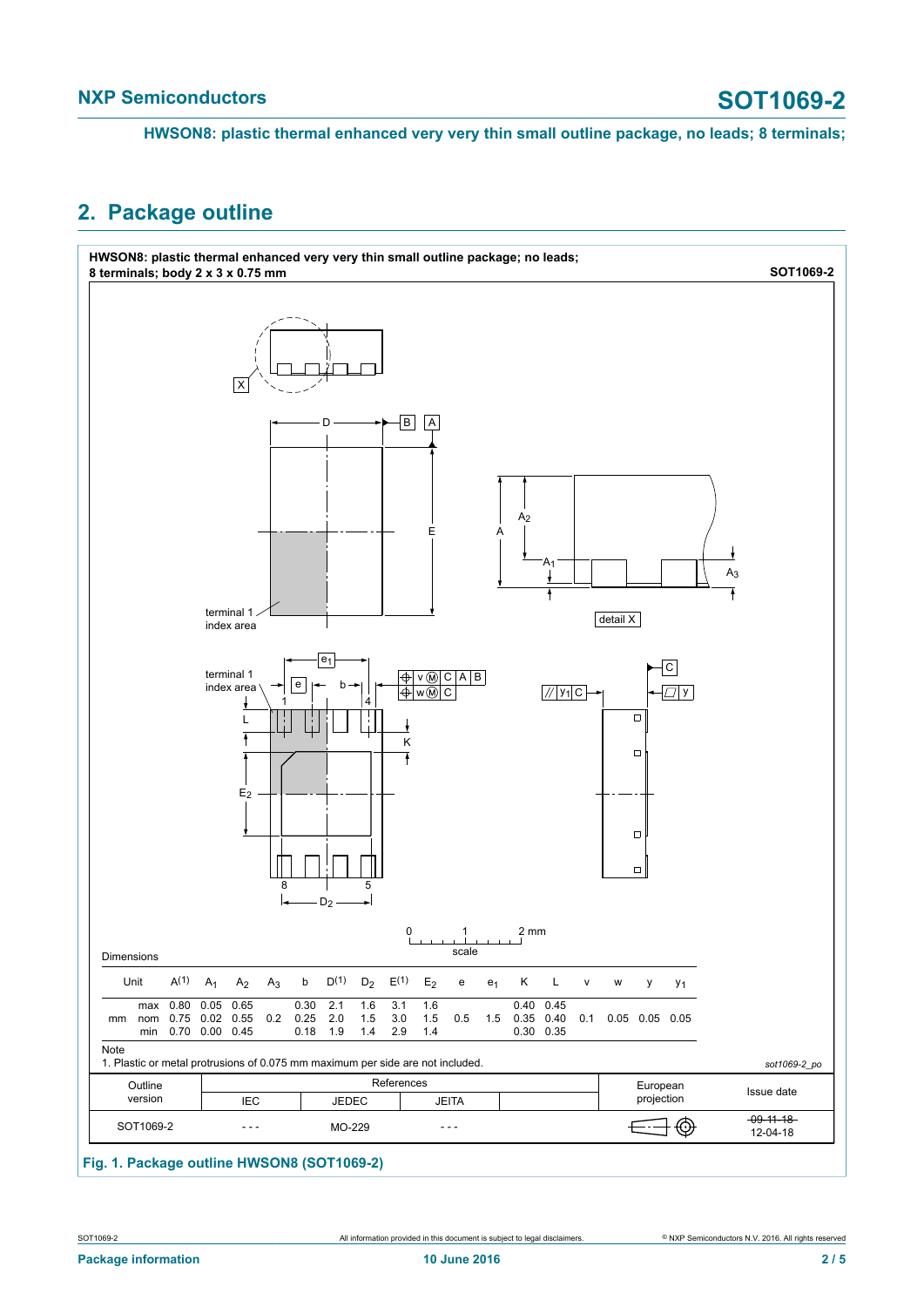## 2. Package outline

**HWSON8: plastic thermal enhanced very very thin small outline package; no leads; 8 terminals; body 2 x 3 x 0.75 mm** **SOT1069-2**

Dimensions

| Unit | | A(1) | $A_1$ | $A_2$ | $A_3$ | b | D(1) | $D_2$ | E(1) | $E_2$ | e | $e_1$ | K | L | v | w | y | $y_1$ |
|---|---|---|---|---|---|---|---|---|---|---|---|---|---|---|---|---|---|---|
| mm | max | 0.80 | 0.05 | 0.65 | | 0.30 | 2.1 | 1.6 | 3.1 | 1.6 | | | 0.40 | 0.45 | | | | |
| | nom | 0.75 | 0.02 | 0.55 | 0.2 | 0.25 | 2.0 | 1.5 | 3.0 | 1.5 | 0.5 | 1.5 | 0.35 | 0.40 | 0.1 | 0.05 | 0.05 | 0.05 |
| | min | 0.70 | 0.00 | 0.45 | | 0.18 | 1.9 | 1.4 | 2.9 | 1.4 | | | 0.30 | 0.35 | | | | |

Note

1. Plastic or metal protrusions of 0.075 mm maximum per side are not included.

*sot1069-2_po*

| Outline version | References | | | | European projection | Issue date |
|---|---|---|---|---|---|---|
| | IEC | JEDEC | JEITA | | | |
| SOT1069-2 | - - - | MO-229 | - - - | | | ~~09-11-18~~ 12-04-18 |

**Fig. 1. Package outline HWSON8 (SOT1069-2)**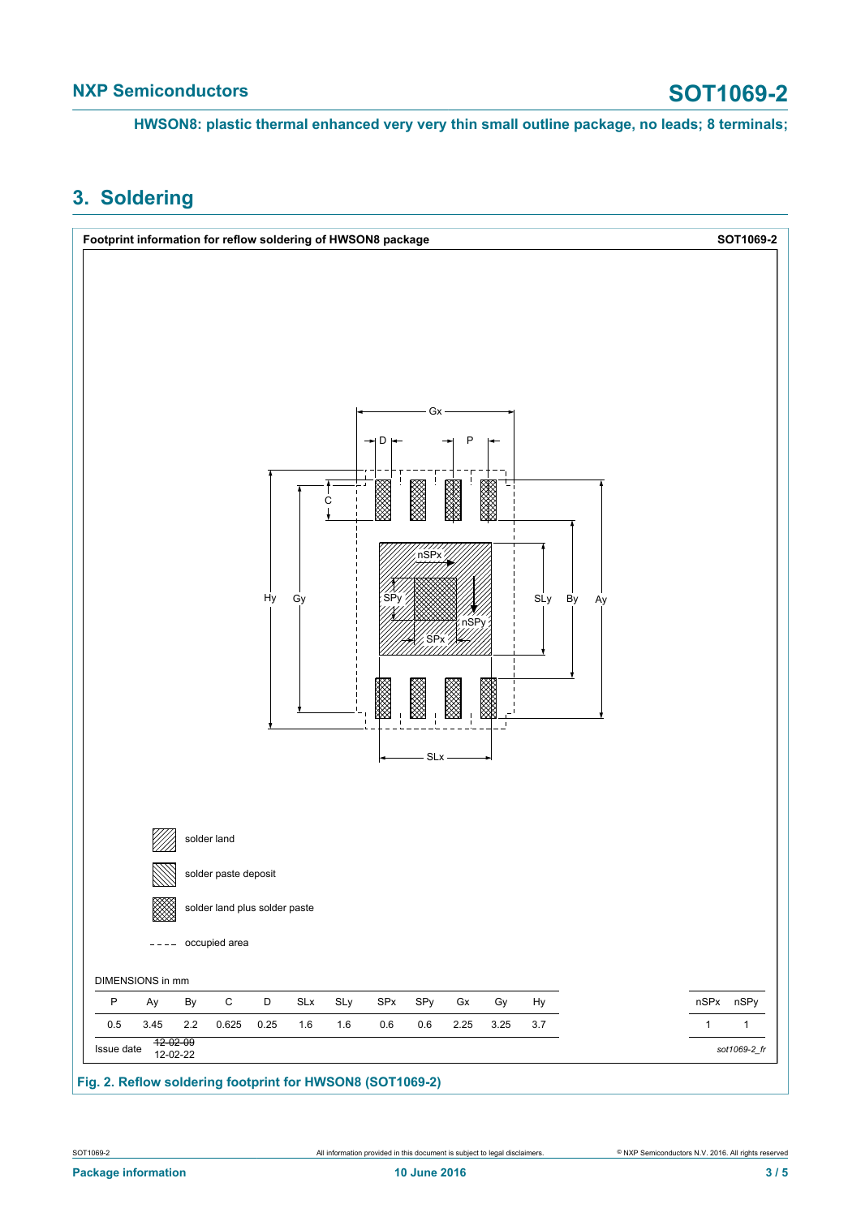## 3. Soldering

**Footprint information for reflow soldering of HWSON8 package** — **SOT1069-2**

solder land

solder paste deposit

solder land plus solder paste

occupied area

DIMENSIONS in mm

| P | Ay | By | C | D | SLx | SLy | SPx | SPy | Gx | Gy | Hy | nSPx | nSPy |
|---|---|---|---|---|---|---|---|---|---|---|---|---|---|
| 0.5 | 3.45 | 2.2 | 0.625 | 0.25 | 1.6 | 1.6 | 0.6 | 0.6 | 2.25 | 3.25 | 3.7 | 1 | 1 |

Issue date ~~12-02-09~~ 12-02-22

*sot1069-2_fr*

**Fig. 2. Reflow soldering footprint for HWSON8 (SOT1069-2)**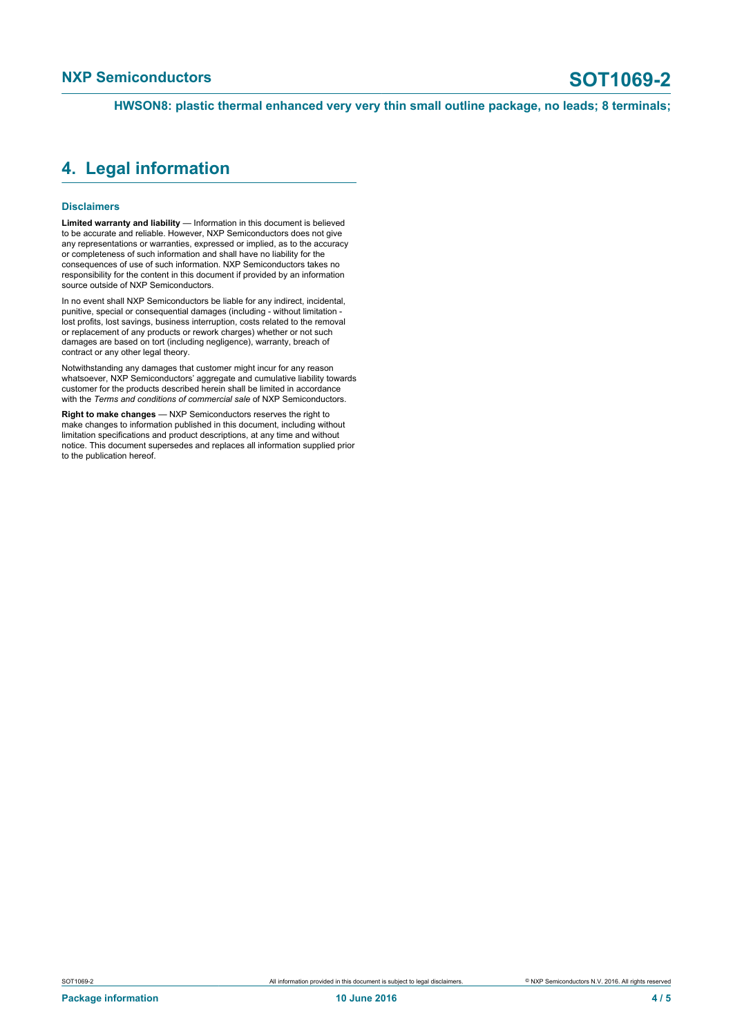## 4. Legal information

### Disclaimers

**Limited warranty and liability** — Information in this document is believed to be accurate and reliable. However, NXP Semiconductors does not give any representations or warranties, expressed or implied, as to the accuracy or completeness of such information and shall have no liability for the consequences of use of such information. NXP Semiconductors takes no responsibility for the content in this document if provided by an information source outside of NXP Semiconductors.

In no event shall NXP Semiconductors be liable for any indirect, incidental, punitive, special or consequential damages (including - without limitation - lost profits, lost savings, business interruption, costs related to the removal or replacement of any products or rework charges) whether or not such damages are based on tort (including negligence), warranty, breach of contract or any other legal theory.

Notwithstanding any damages that customer might incur for any reason whatsoever, NXP Semiconductors' aggregate and cumulative liability towards customer for the products described herein shall be limited in accordance with the *Terms and conditions of commercial sale* of NXP Semiconductors.

**Right to make changes** — NXP Semiconductors reserves the right to make changes to information published in this document, including without limitation specifications and product descriptions, at any time and without notice. This document supersedes and replaces all information supplied prior to the publication hereof.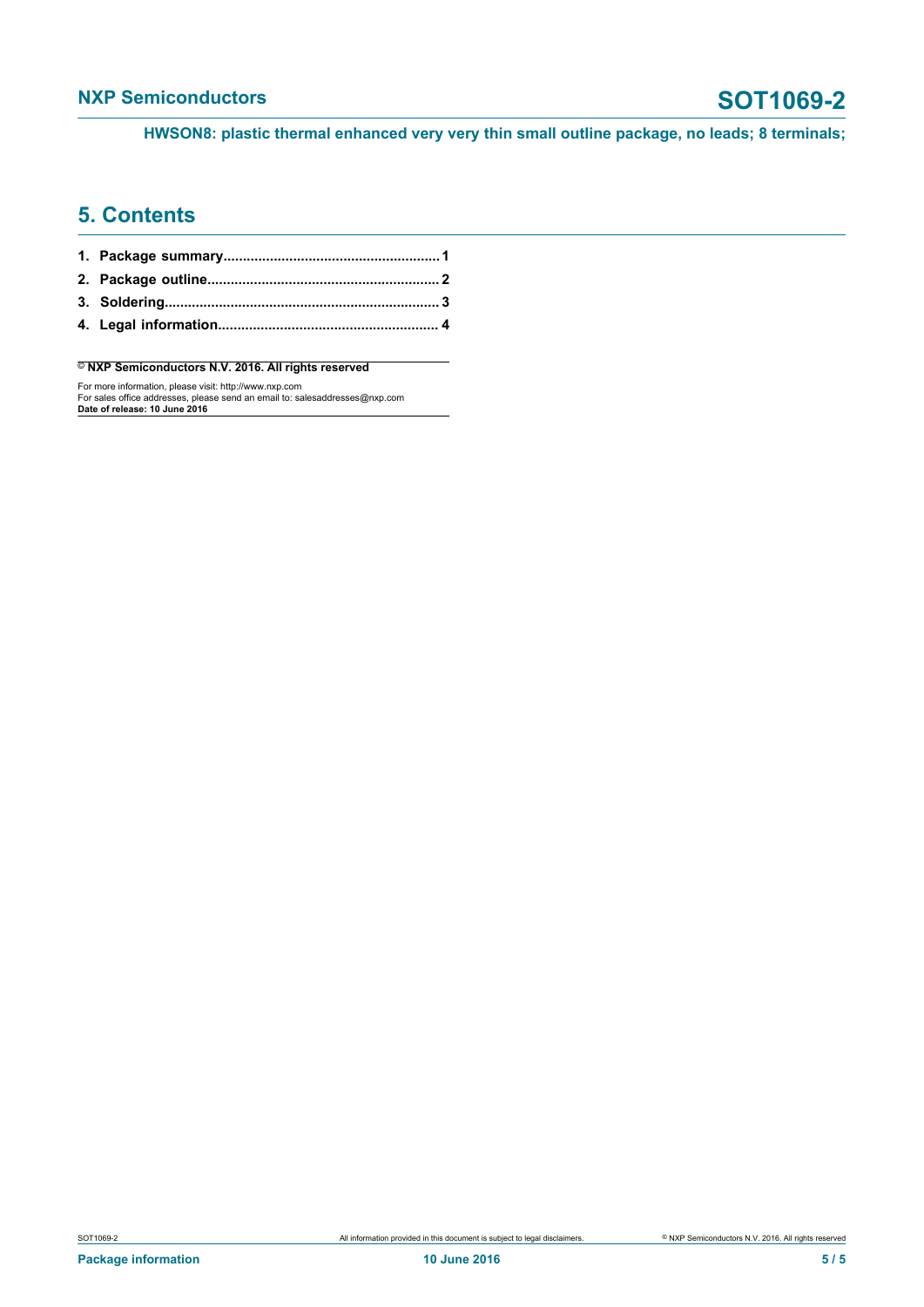## 5. Contents

1. **Package summary** ....................................................... **1**
2. **Package outline** ........................................................... **2**
3. **Soldering** ..................................................................... **3**
4. **Legal information** ........................................................ **4**

**© NXP Semiconductors N.V. 2016. All rights reserved**

For more information, please visit: http://www.nxp.com
For sales office addresses, please send an email to: salesaddresses@nxp.com
**Date of release: 10 June 2016**